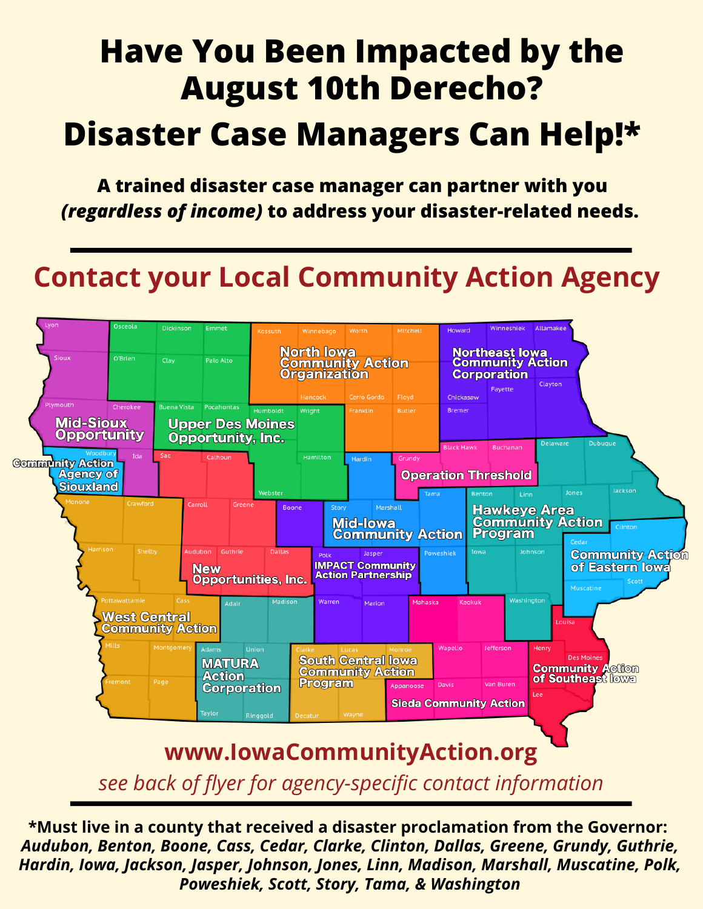# Have You Been Impacted by the August 10th Derecho?

# Disaster Case Managers Can Help!*

**A trained disaster case manager can partner with you *(regardless of income)* to address your disaster-related needs.**

---

## Contact your Local Community Action Agency

- Mid-Sioux Opportunity
- Community Action Agency of Siouxland
- Upper Des Moines Opportunity, Inc.
- North Iowa Community Action Organization
- Northeast Iowa Community Action Corporation
- Operation Threshold
- Hawkeye Area Community Action Program
- Community Action of Eastern Iowa
- Mid-Iowa Community Action
- IMPACT Community Action Partnership
- New Opportunities, Inc.
- West Central Community Action
- MATURA Action Corporation
- South Central Iowa Community Action Program
- Sieda Community Action
- Community Action of Southeast Iowa

**www.IowaCommunityAction.org**

*see back of flyer for agency-specific contact information*

---

**\*Must live in a county that received a disaster proclamation from the Governor:**
***Audubon, Benton, Boone, Cass, Cedar, Clarke, Clinton, Dallas, Greene, Grundy, Guthrie, Hardin, Iowa, Jackson, Jasper, Johnson, Jones, Linn, Madison, Marshall, Muscatine, Polk, Poweshiek, Scott, Story, Tama, & Washington***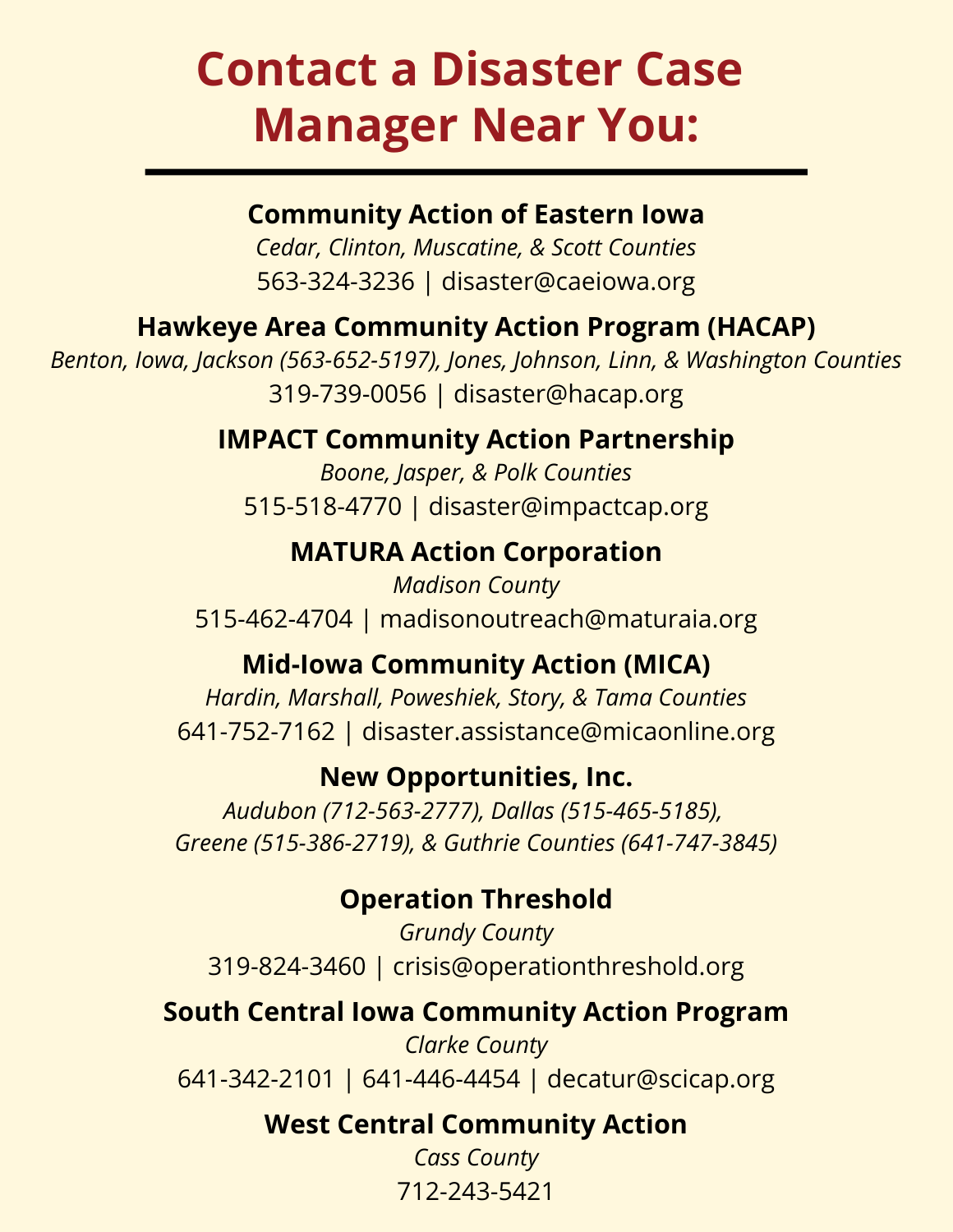# Contact a Disaster Case Manager Near You:

---

**Community Action of Eastern Iowa**

*Cedar, Clinton, Muscatine, & Scott Counties*

563-324-3236 | disaster@caeiowa.org

**Hawkeye Area Community Action Program (HACAP)**

*Benton, Iowa, Jackson (563-652-5197), Jones, Johnson, Linn, & Washington Counties*

319-739-0056 | disaster@hacap.org

**IMPACT Community Action Partnership**

*Boone, Jasper, & Polk Counties*

515-518-4770 | disaster@impactcap.org

**MATURA Action Corporation**

*Madison County*

515-462-4704 | madisonoutreach@maturaia.org

**Mid-Iowa Community Action (MICA)**

*Hardin, Marshall, Poweshiek, Story, & Tama Counties*

641-752-7162 | disaster.assistance@micaonline.org

**New Opportunities, Inc.**

*Audubon (712-563-2777), Dallas (515-465-5185), Greene (515-386-2719), & Guthrie Counties (641-747-3845)*

**Operation Threshold**

*Grundy County*

319-824-3460 | crisis@operationthreshold.org

**South Central Iowa Community Action Program**

*Clarke County*

641-342-2101 | 641-446-4454 | decatur@scicap.org

**West Central Community Action**

*Cass County*

712-243-5421